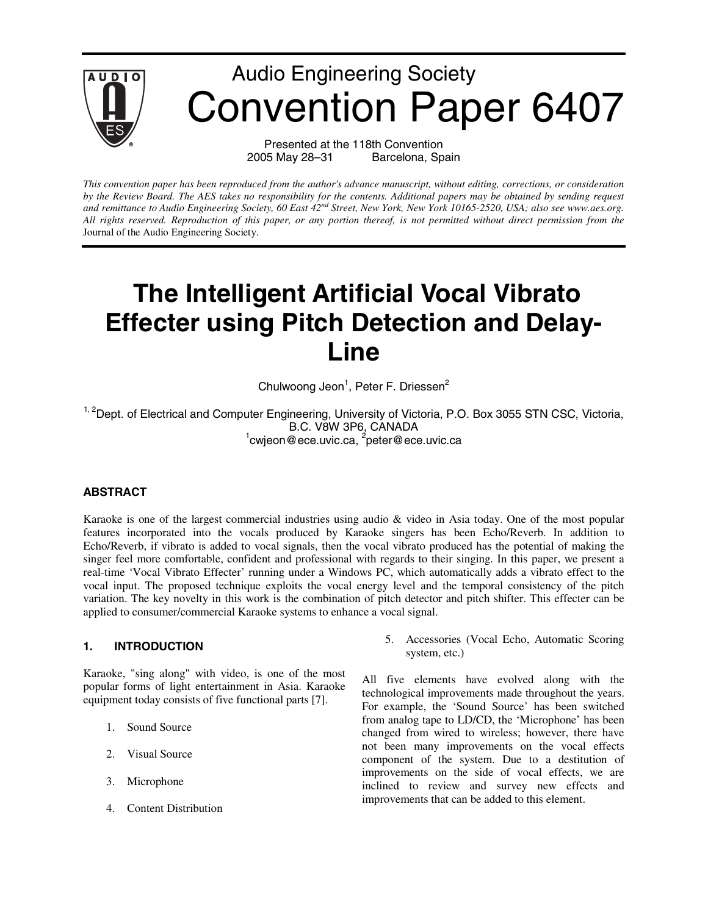# Audio Engineering Society

# Convention Paper 6407

Presented at the 118th Convention
2005 May 28–31 Barcelona, Spain

*This convention paper has been reproduced from the author's advance manuscript, without editing, corrections, or consideration by the Review Board. The AES takes no responsibility for the contents. Additional papers may be obtained by sending request and remittance to Audio Engineering Society, 60 East 42nd Street, New York, New York 10165-2520, USA; also see www.aes.org. All rights reserved. Reproduction of this paper, or any portion thereof, is not permitted without direct permission from the* Journal of the Audio Engineering Society.

# The Intelligent Artificial Vocal Vibrato Effecter using Pitch Detection and Delay-Line

Chulwoong Jeon[1], Peter F. Driessen[2]

[1, 2]Dept. of Electrical and Computer Engineering, University of Victoria, P.O. Box 3055 STN CSC, Victoria, B.C. V8W 3P6, CANADA
[1]cwjeon@ece.uvic.ca, [2]peter@ece.uvic.ca

## ABSTRACT

Karaoke is one of the largest commercial industries using audio & video in Asia today. One of the most popular features incorporated into the vocals produced by Karaoke singers has been Echo/Reverb. In addition to Echo/Reverb, if vibrato is added to vocal signals, then the vocal vibrato produced has the potential of making the singer feel more comfortable, confident and professional with regards to their singing. In this paper, we present a real-time 'Vocal Vibrato Effecter' running under a Windows PC, which automatically adds a vibrato effect to the vocal input. The proposed technique exploits the vocal energy level and the temporal consistency of the pitch variation. The key novelty in this work is the combination of pitch detector and pitch shifter. This effecter can be applied to consumer/commercial Karaoke systems to enhance a vocal signal.

## 1. INTRODUCTION

Karaoke, "sing along" with video, is one of the most popular forms of light entertainment in Asia. Karaoke equipment today consists of five functional parts [7].

1. Sound Source
2. Visual Source
3. Microphone
4. Content Distribution
5. Accessories (Vocal Echo, Automatic Scoring system, etc.)

All five elements have evolved along with the technological improvements made throughout the years. For example, the 'Sound Source' has been switched from analog tape to LD/CD, the 'Microphone' has been changed from wired to wireless; however, there have not been many improvements on the vocal effects component of the system. Due to a destitution of improvements on the side of vocal effects, we are inclined to review and survey new effects and improvements that can be added to this element.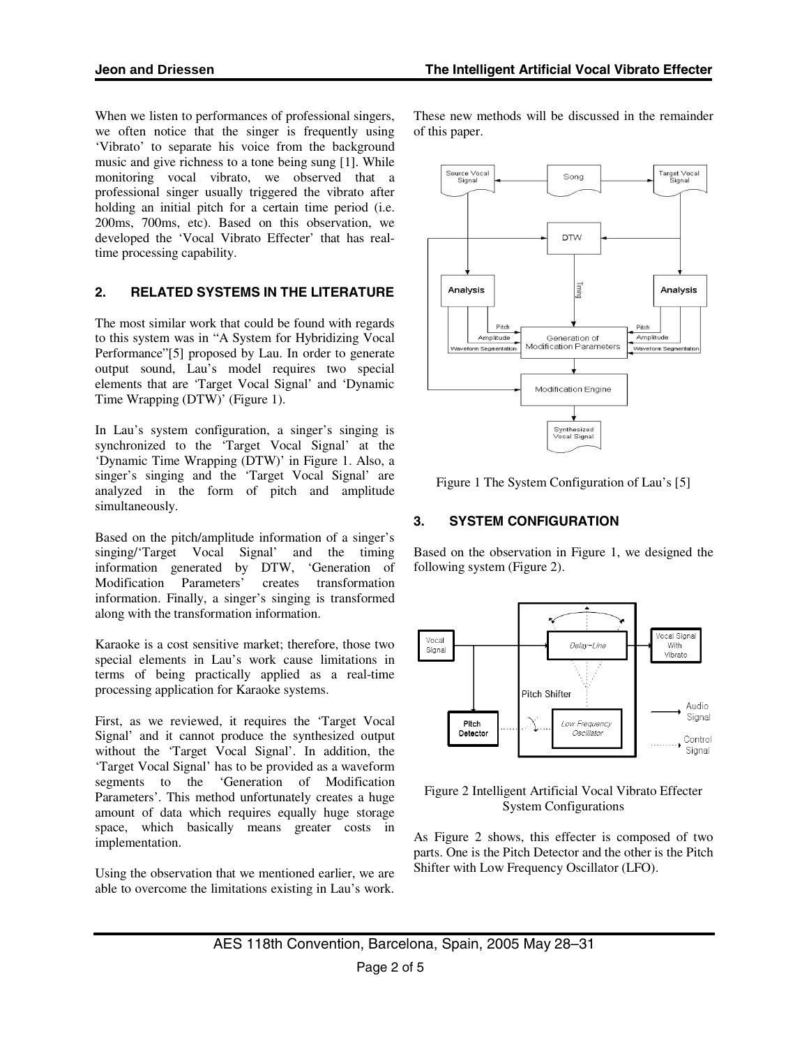When we listen to performances of professional singers, we often notice that the singer is frequently using 'Vibrato' to separate his voice from the background music and give richness to a tone being sung [1]. While monitoring vocal vibrato, we observed that a professional singer usually triggered the vibrato after holding an initial pitch for a certain time period (i.e. 200ms, 700ms, etc). Based on this observation, we developed the 'Vocal Vibrato Effecter' that has real-time processing capability.

## 2. RELATED SYSTEMS IN THE LITERATURE

The most similar work that could be found with regards to this system was in "A System for Hybridizing Vocal Performance"[5] proposed by Lau. In order to generate output sound, Lau's model requires two special elements that are 'Target Vocal Signal' and 'Dynamic Time Wrapping (DTW)' (Figure 1).

In Lau's system configuration, a singer's singing is synchronized to the 'Target Vocal Signal' at the 'Dynamic Time Wrapping (DTW)' in Figure 1. Also, a singer's singing and the 'Target Vocal Signal' are analyzed in the form of pitch and amplitude simultaneously.

Based on the pitch/amplitude information of a singer's singing/'Target Vocal Signal' and the timing information generated by DTW, 'Generation of Modification Parameters' creates transformation information. Finally, a singer's singing is transformed along with the transformation information.

Karaoke is a cost sensitive market; therefore, those two special elements in Lau's work cause limitations in terms of being practically applied as a real-time processing application for Karaoke systems.

First, as we reviewed, it requires the 'Target Vocal Signal' and it cannot produce the synthesized output without the 'Target Vocal Signal'. In addition, the 'Target Vocal Signal' has to be provided as a waveform segments to the 'Generation of Modification Parameters'. This method unfortunately creates a huge amount of data which requires equally huge storage space, which basically means greater costs in implementation.

Using the observation that we mentioned earlier, we are able to overcome the limitations existing in Lau's work. These new methods will be discussed in the remainder of this paper.

Figure 1 The System Configuration of Lau's [5]

## 3. SYSTEM CONFIGURATION

Based on the observation in Figure 1, we designed the following system (Figure 2).

Figure 2 Intelligent Artificial Vocal Vibrato Effecter System Configurations

As Figure 2 shows, this effecter is composed of two parts. One is the Pitch Detector and the other is the Pitch Shifter with Low Frequency Oscillator (LFO).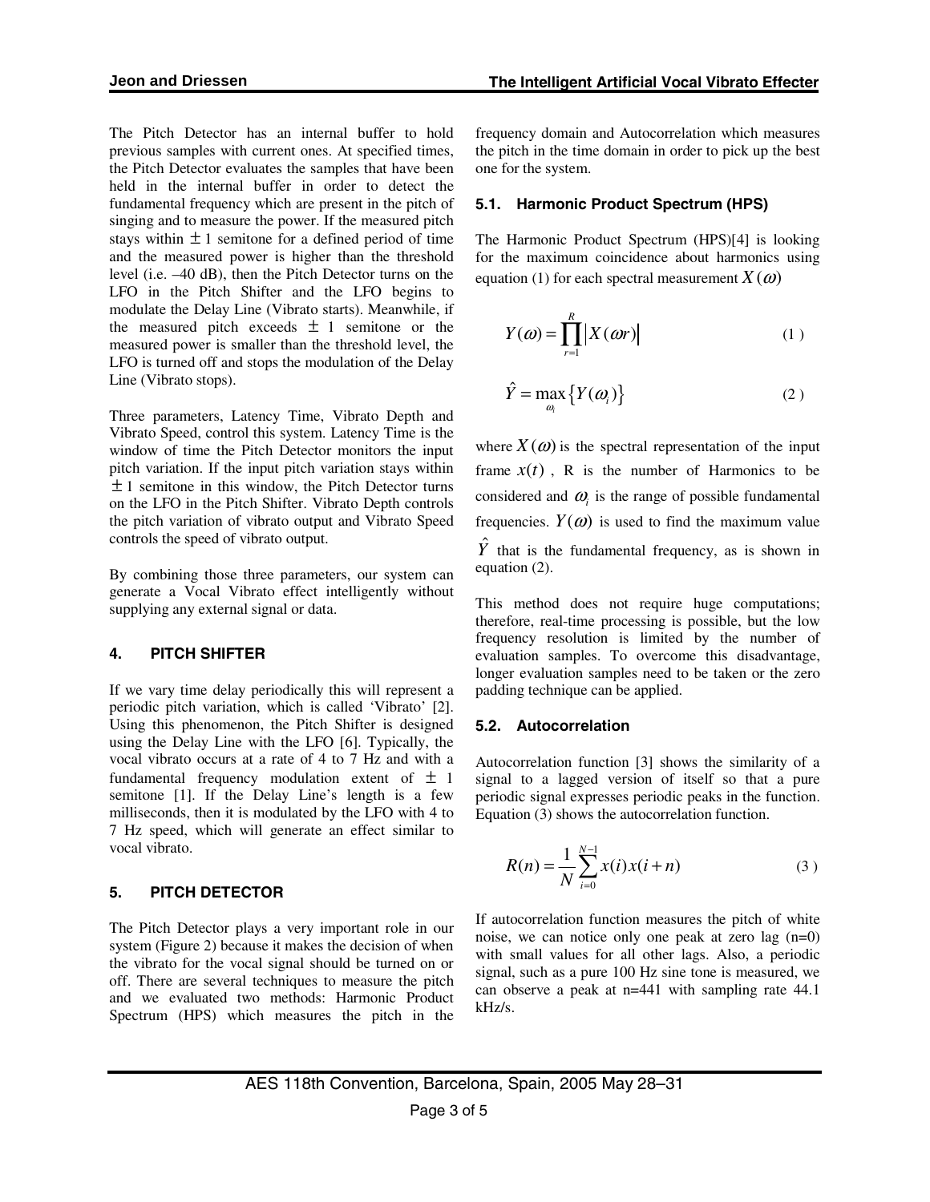The Pitch Detector has an internal buffer to hold previous samples with current ones. At specified times, the Pitch Detector evaluates the samples that have been held in the internal buffer in order to detect the fundamental frequency which are present in the pitch of singing and to measure the power. If the measured pitch stays within ± 1 semitone for a defined period of time and the measured power is higher than the threshold level (i.e. –40 dB), then the Pitch Detector turns on the LFO in the Pitch Shifter and the LFO begins to modulate the Delay Line (Vibrato starts). Meanwhile, if the measured pitch exceeds ± 1 semitone or the measured power is smaller than the threshold level, the LFO is turned off and stops the modulation of the Delay Line (Vibrato stops).

Three parameters, Latency Time, Vibrato Depth and Vibrato Speed, control this system. Latency Time is the window of time the Pitch Detector monitors the input pitch variation. If the input pitch variation stays within ± 1 semitone in this window, the Pitch Detector turns on the LFO in the Pitch Shifter. Vibrato Depth controls the pitch variation of vibrato output and Vibrato Speed controls the speed of vibrato output.

By combining those three parameters, our system can generate a Vocal Vibrato effect intelligently without supplying any external signal or data.

## 4. PITCH SHIFTER

If we vary time delay periodically this will represent a periodic pitch variation, which is called 'Vibrato' [2]. Using this phenomenon, the Pitch Shifter is designed using the Delay Line with the LFO [6]. Typically, the vocal vibrato occurs at a rate of 4 to 7 Hz and with a fundamental frequency modulation extent of ± 1 semitone [1]. If the Delay Line's length is a few milliseconds, then it is modulated by the LFO with 4 to 7 Hz speed, which will generate an effect similar to vocal vibrato.

## 5. PITCH DETECTOR

The Pitch Detector plays a very important role in our system (Figure 2) because it makes the decision of when the vibrato for the vocal signal should be turned on or off. There are several techniques to measure the pitch and we evaluated two methods: Harmonic Product Spectrum (HPS) which measures the pitch in the frequency domain and Autocorrelation which measures the pitch in the time domain in order to pick up the best one for the system.

### 5.1. Harmonic Product Spectrum (HPS)

The Harmonic Product Spectrum (HPS)[4] is looking for the maximum coincidence about harmonics using equation (1) for each spectral measurement $X(\omega)$

$$Y(\omega) = \prod_{r=1}^{R} \left| X(\omega r) \right| \tag{1}$$

$$\hat{Y} = \max_{\omega_i} \left\{ Y(\omega_i) \right\} \tag{2}$$

where $X(\omega)$ is the spectral representation of the input frame $x(t)$, R is the number of Harmonics to be considered and $\omega_i$ is the range of possible fundamental frequencies. $Y(\omega)$ is used to find the maximum value $\hat{Y}$ that is the fundamental frequency, as is shown in equation (2).

This method does not require huge computations; therefore, real-time processing is possible, but the low frequency resolution is limited by the number of evaluation samples. To overcome this disadvantage, longer evaluation samples need to be taken or the zero padding technique can be applied.

### 5.2. Autocorrelation

Autocorrelation function [3] shows the similarity of a signal to a lagged version of itself so that a pure periodic signal expresses periodic peaks in the function. Equation (3) shows the autocorrelation function.

$$R(n) = \frac{1}{N} \sum_{i=0}^{N-1} x(i)x(i+n) \tag{3}$$

If autocorrelation function measures the pitch of white noise, we can notice only one peak at zero lag (n=0) with small values for all other lags. Also, a periodic signal, such as a pure 100 Hz sine tone is measured, we can observe a peak at n=441 with sampling rate 44.1 kHz/s.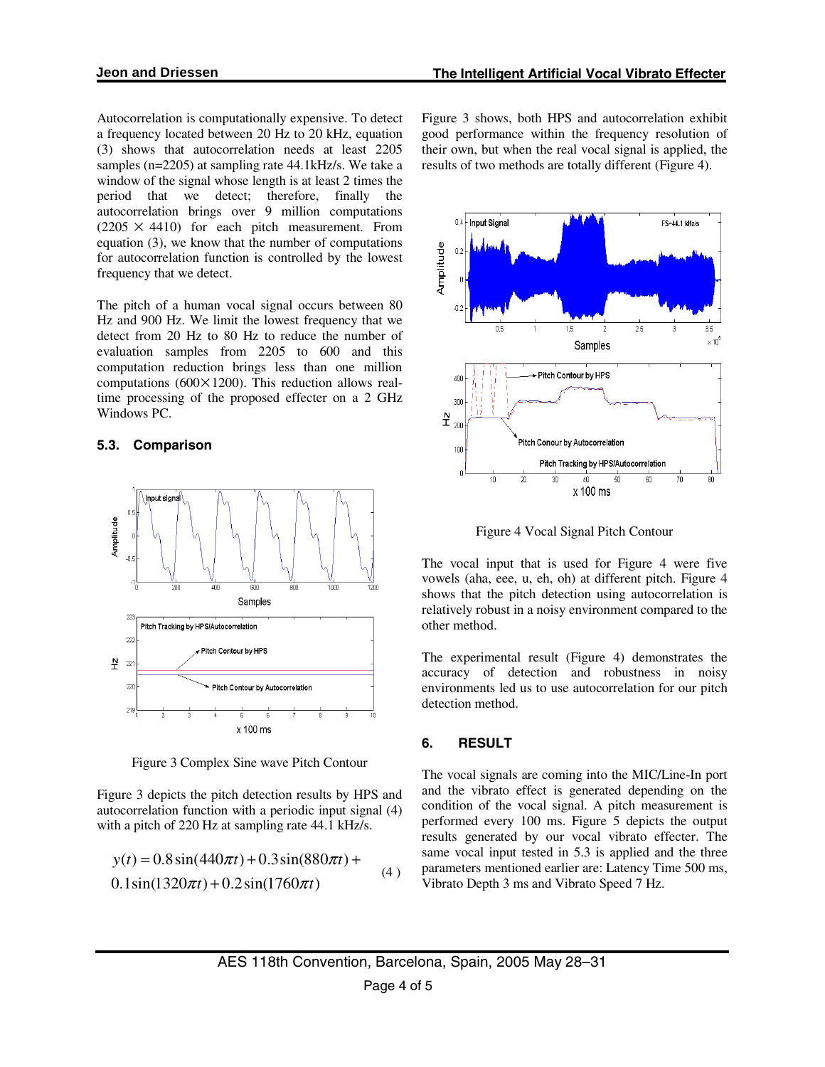Autocorrelation is computationally expensive. To detect a frequency located between 20 Hz to 20 kHz, equation (3) shows that autocorrelation needs at least 2205 samples (n=2205) at sampling rate 44.1kHz/s. We take a window of the signal whose length is at least 2 times the period that we detect; therefore, finally the autocorrelation brings over 9 million computations ($2205 \times 4410$) for each pitch measurement. From equation (3), we know that the number of computations for autocorrelation function is controlled by the lowest frequency that we detect.

The pitch of a human vocal signal occurs between 80 Hz and 900 Hz. We limit the lowest frequency that we detect from 20 Hz to 80 Hz to reduce the number of evaluation samples from 2205 to 600 and this computation reduction brings less than one million computations ($600 \times 1200$). This reduction allows real-time processing of the proposed effecter on a 2 GHz Windows PC.

### 5.3. Comparison

Figure 3 Complex Sine wave Pitch Contour

Figure 3 depicts the pitch detection results by HPS and autocorrelation function with a periodic input signal (4) with a pitch of 220 Hz at sampling rate 44.1 kHz/s.

$$y(t) = 0.8\sin(440\pi t) + 0.3\sin(880\pi t) + 0.1\sin(1320\pi t) + 0.2\sin(1760\pi t) \quad (4)$$

Figure 3 shows, both HPS and autocorrelation exhibit good performance within the frequency resolution of their own, but when the real vocal signal is applied, the results of two methods are totally different (Figure 4).

Figure 4 Vocal Signal Pitch Contour

The vocal input that is used for Figure 4 were five vowels (aha, eee, u, eh, oh) at different pitch. Figure 4 shows that the pitch detection using autocorrelation is relatively robust in a noisy environment compared to the other method.

The experimental result (Figure 4) demonstrates the accuracy of detection and robustness in noisy environments led us to use autocorrelation for our pitch detection method.

## 6. RESULT

The vocal signals are coming into the MIC/Line-In port and the vibrato effect is generated depending on the condition of the vocal signal. A pitch measurement is performed every 100 ms. Figure 5 depicts the output results generated by our vocal vibrato effecter. The same vocal input tested in 5.3 is applied and the three parameters mentioned earlier are: Latency Time 500 ms, Vibrato Depth 3 ms and Vibrato Speed 7 Hz.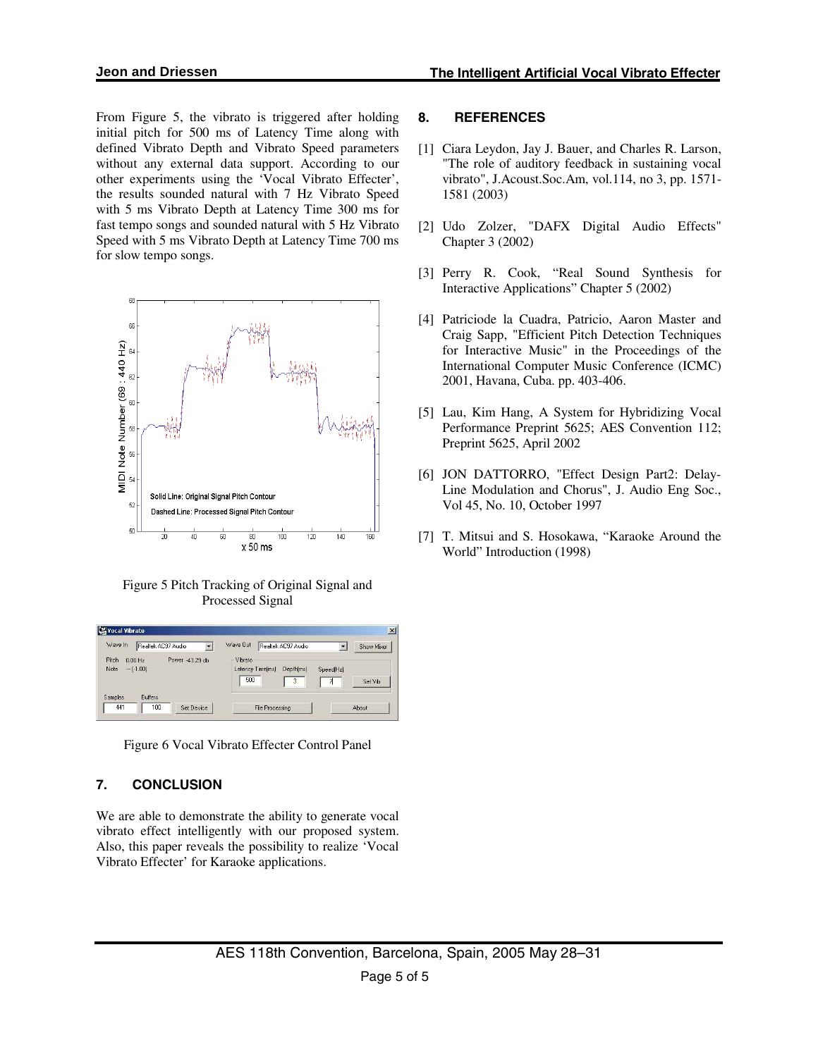From Figure 5, the vibrato is triggered after holding initial pitch for 500 ms of Latency Time along with defined Vibrato Depth and Vibrato Speed parameters without any external data support. According to our other experiments using the 'Vocal Vibrato Effecter', the results sounded natural with 7 Hz Vibrato Speed with 5 ms Vibrato Depth at Latency Time 300 ms for fast tempo songs and sounded natural with 5 Hz Vibrato Speed with 5 ms Vibrato Depth at Latency Time 700 ms for slow tempo songs.

MIDI Note Number (69 : 440 Hz)

68
66
64
62
60
58
56
54
52
50

20 40 60 80 100 120 140 160

x 50 ms

Solid Line: Original Signal Pitch Contour

Dashed Line: Processed Signal Pitch Contour

Figure 5 Pitch Tracking of Original Signal and Processed Signal

Vocal Vibrato

Wave In Realtek AC97 Audio

Wave Out Realtek AC97 Audio

Show Mixer

Pitch 0.00 Hz

Note --(-1.00)

Power -43.29 db

Vibrato

Latency Time[ms] 500

Depth[ms] 3

Speed[Hz] 7

Set Vib

Samples 441

Buffers 100

Set Device

File Processing

About

Figure 6 Vocal Vibrato Effecter Control Panel

## 7. CONCLUSION

We are able to demonstrate the ability to generate vocal vibrato effect intelligently with our proposed system. Also, this paper reveals the possibility to realize 'Vocal Vibrato Effecter' for Karaoke applications.

## 8. REFERENCES

[1] Ciara Leydon, Jay J. Bauer, and Charles R. Larson, "The role of auditory feedback in sustaining vocal vibrato", J.Acoust.Soc.Am, vol.114, no 3, pp. 1571-1581 (2003)

[2] Udo Zolzer, "DAFX Digital Audio Effects" Chapter 3 (2002)

[3] Perry R. Cook, "Real Sound Synthesis for Interactive Applications" Chapter 5 (2002)

[4] Patriciode la Cuadra, Patricio, Aaron Master and Craig Sapp, "Efficient Pitch Detection Techniques for Interactive Music" in the Proceedings of the International Computer Music Conference (ICMC) 2001, Havana, Cuba. pp. 403-406.

[5] Lau, Kim Hang, A System for Hybridizing Vocal Performance Preprint 5625; AES Convention 112; Preprint 5625, April 2002

[6] JON DATTORRO, "Effect Design Part2: Delay-Line Modulation and Chorus", J. Audio Eng Soc., Vol 45, No. 10, October 1997

[7] T. Mitsui and S. Hosokawa, "Karaoke Around the World" Introduction (1998)